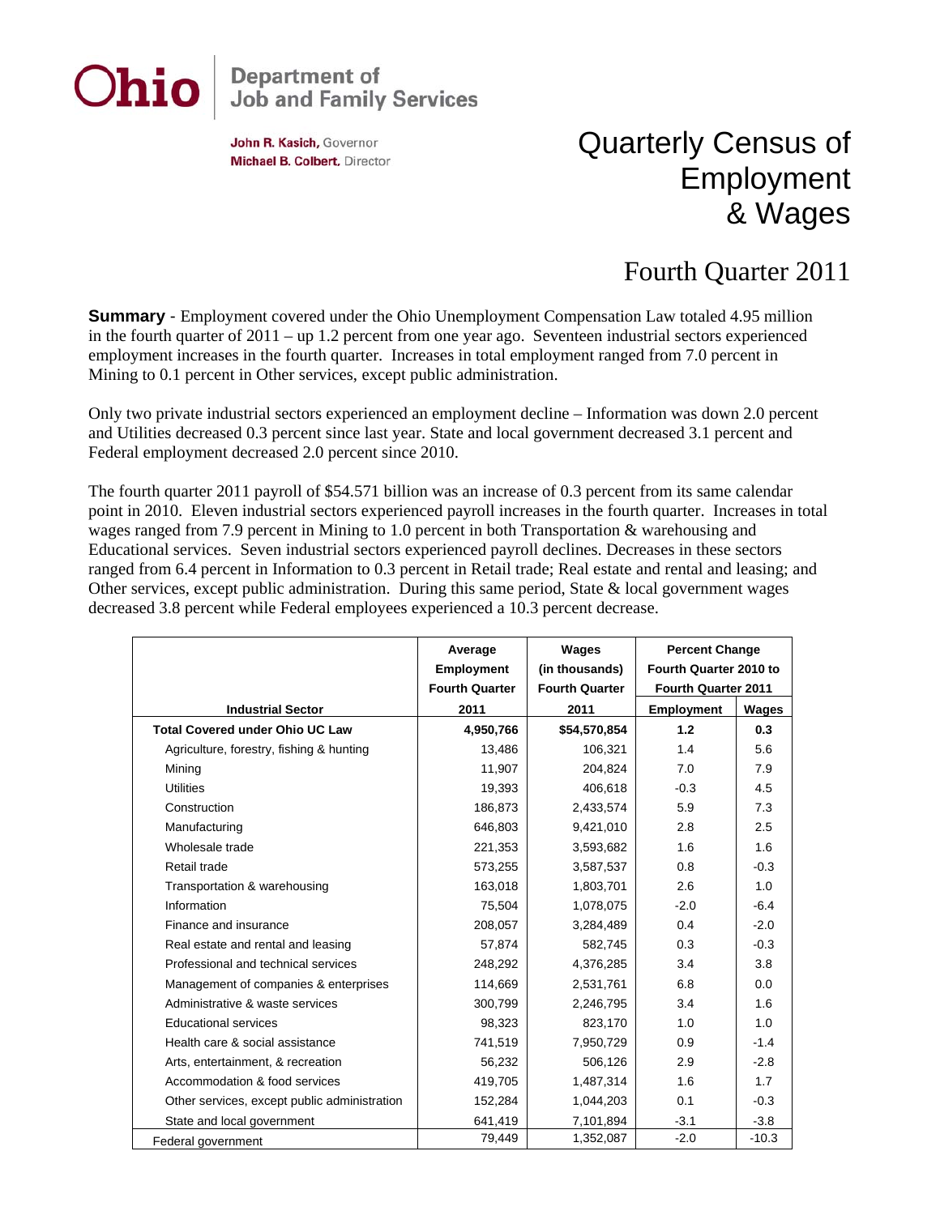**Ohio** | Department of Job and Family Services

**John R. Kasich,** Governor
**Michael B. Colbert,** Director

# Quarterly Census of Employment & Wages

## Fourth Quarter 2011

**Summary** - Employment covered under the Ohio Unemployment Compensation Law totaled 4.95 million in the fourth quarter of 2011 – up 1.2 percent from one year ago. Seventeen industrial sectors experienced employment increases in the fourth quarter. Increases in total employment ranged from 7.0 percent in Mining to 0.1 percent in Other services, except public administration.

Only two private industrial sectors experienced an employment decline – Information was down 2.0 percent and Utilities decreased 0.3 percent since last year. State and local government decreased 3.1 percent and Federal employment decreased 2.0 percent since 2010.

The fourth quarter 2011 payroll of $54.571 billion was an increase of 0.3 percent from its same calendar point in 2010. Eleven industrial sectors experienced payroll increases in the fourth quarter. Increases in total wages ranged from 7.9 percent in Mining to 1.0 percent in both Transportation & warehousing and Educational services. Seven industrial sectors experienced payroll declines. Decreases in these sectors ranged from 6.4 percent in Information to 0.3 percent in Retail trade; Real estate and rental and leasing; and Other services, except public administration. During this same period, State & local government wages decreased 3.8 percent while Federal employees experienced a 10.3 percent decrease.

| Industrial Sector | Average Employment Fourth Quarter 2011 | Wages (in thousands) Fourth Quarter 2011 | Percent Change Fourth Quarter 2010 to Fourth Quarter 2011 | |
|---|---|---|---|---|
| | | | Employment | Wages |
| **Total Covered under Ohio UC Law** | **4,950,766** | **$54,570,854** | **1.2** | **0.3** |
| Agriculture, forestry, fishing & hunting | 13,486 | 106,321 | 1.4 | 5.6 |
| Mining | 11,907 | 204,824 | 7.0 | 7.9 |
| Utilities | 19,393 | 406,618 | -0.3 | 4.5 |
| Construction | 186,873 | 2,433,574 | 5.9 | 7.3 |
| Manufacturing | 646,803 | 9,421,010 | 2.8 | 2.5 |
| Wholesale trade | 221,353 | 3,593,682 | 1.6 | 1.6 |
| Retail trade | 573,255 | 3,587,537 | 0.8 | -0.3 |
| Transportation & warehousing | 163,018 | 1,803,701 | 2.6 | 1.0 |
| Information | 75,504 | 1,078,075 | -2.0 | -6.4 |
| Finance and insurance | 208,057 | 3,284,489 | 0.4 | -2.0 |
| Real estate and rental and leasing | 57,874 | 582,745 | 0.3 | -0.3 |
| Professional and technical services | 248,292 | 4,376,285 | 3.4 | 3.8 |
| Management of companies & enterprises | 114,669 | 2,531,761 | 6.8 | 0.0 |
| Administrative & waste services | 300,799 | 2,246,795 | 3.4 | 1.6 |
| Educational services | 98,323 | 823,170 | 1.0 | 1.0 |
| Health care & social assistance | 741,519 | 7,950,729 | 0.9 | -1.4 |
| Arts, entertainment, & recreation | 56,232 | 506,126 | 2.9 | -2.8 |
| Accommodation & food services | 419,705 | 1,487,314 | 1.6 | 1.7 |
| Other services, except public administration | 152,284 | 1,044,203 | 0.1 | -0.3 |
| State and local government | 641,419 | 7,101,894 | -3.1 | -3.8 |
| Federal government | 79,449 | 1,352,087 | -2.0 | -10.3 |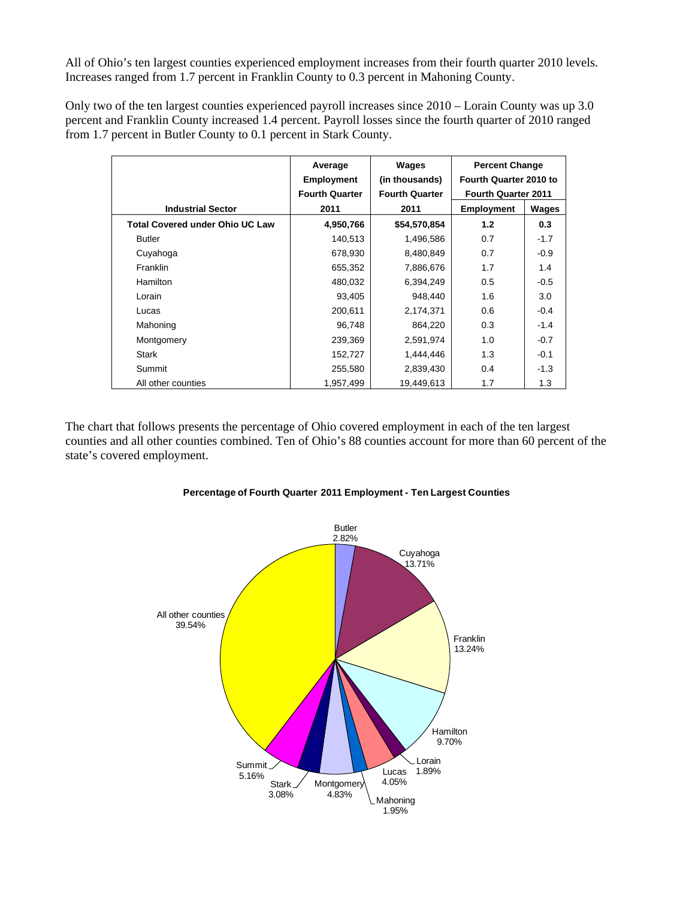All of Ohio's ten largest counties experienced employment increases from their fourth quarter 2010 levels. Increases ranged from 1.7 percent in Franklin County to 0.3 percent in Mahoning County.

Only two of the ten largest counties experienced payroll increases since 2010 – Lorain County was up 3.0 percent and Franklin County increased 1.4 percent. Payroll losses since the fourth quarter of 2010 ranged from 1.7 percent in Butler County to 0.1 percent in Stark County.

| Industrial Sector | Average Employment Fourth Quarter 2011 | Wages (in thousands) Fourth Quarter 2011 | Percent Change Fourth Quarter 2010 to Fourth Quarter 2011 | |
|---|---|---|---|---|
| | | | Employment | Wages |
| **Total Covered under Ohio UC Law** | **4,950,766** | **$54,570,854** | **1.2** | **0.3** |
| Butler | 140,513 | 1,496,586 | 0.7 | -1.7 |
| Cuyahoga | 678,930 | 8,480,849 | 0.7 | -0.9 |
| Franklin | 655,352 | 7,886,676 | 1.7 | 1.4 |
| Hamilton | 480,032 | 6,394,249 | 0.5 | -0.5 |
| Lorain | 93,405 | 948,440 | 1.6 | 3.0 |
| Lucas | 200,611 | 2,174,371 | 0.6 | -0.4 |
| Mahoning | 96,748 | 864,220 | 0.3 | -1.4 |
| Montgomery | 239,369 | 2,591,974 | 1.0 | -0.7 |
| Stark | 152,727 | 1,444,446 | 1.3 | -0.1 |
| Summit | 255,580 | 2,839,430 | 0.4 | -1.3 |
| All other counties | 1,957,499 | 19,449,613 | 1.7 | 1.3 |

The chart that follows presents the percentage of Ohio covered employment in each of the ten largest counties and all other counties combined. Ten of Ohio's 88 counties account for more than 60 percent of the state's covered employment.

**Percentage of Fourth Quarter 2011 Employment - Ten Largest Counties**

Butler 2.82%, Cuyahoga 13.71%, Franklin 13.24%, Hamilton 9.70%, Lorain 1.89%, Lucas 4.05%, Mahoning 1.95%, Montgomery 4.83%, Stark 3.08%, Summit 5.16%, All other counties 39.54%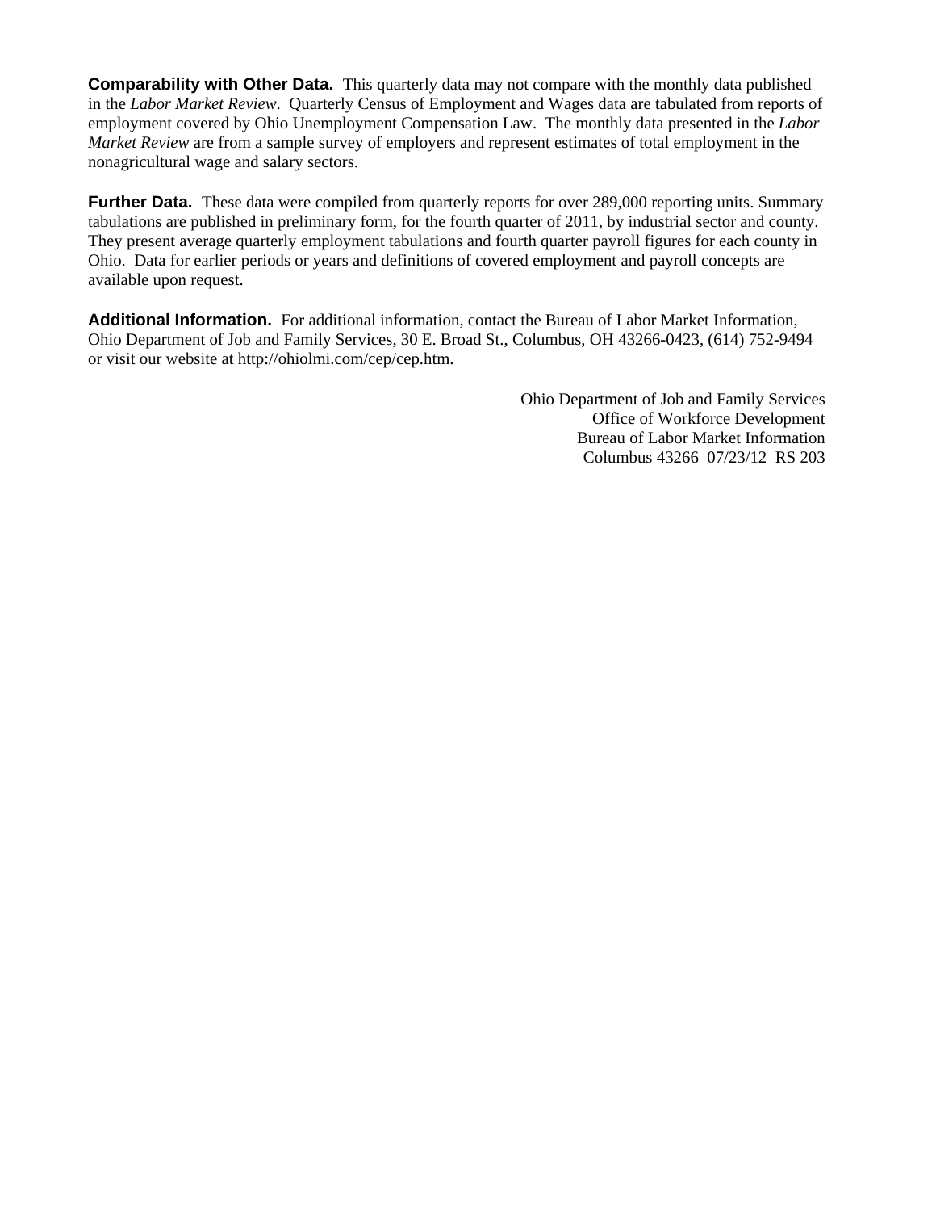**Comparability with Other Data.** This quarterly data may not compare with the monthly data published in the *Labor Market Review*. Quarterly Census of Employment and Wages data are tabulated from reports of employment covered by Ohio Unemployment Compensation Law. The monthly data presented in the *Labor Market Review* are from a sample survey of employers and represent estimates of total employment in the nonagricultural wage and salary sectors.

**Further Data.** These data were compiled from quarterly reports for over 289,000 reporting units. Summary tabulations are published in preliminary form, for the fourth quarter of 2011, by industrial sector and county. They present average quarterly employment tabulations and fourth quarter payroll figures for each county in Ohio. Data for earlier periods or years and definitions of covered employment and payroll concepts are available upon request.

**Additional Information.** For additional information, contact the Bureau of Labor Market Information, Ohio Department of Job and Family Services, 30 E. Broad St., Columbus, OH 43266-0423, (614) 752-9494 or visit our website at http://ohiolmi.com/cep/cep.htm.

Ohio Department of Job and Family Services
Office of Workforce Development
Bureau of Labor Market Information
Columbus 43266 07/23/12 RS 203